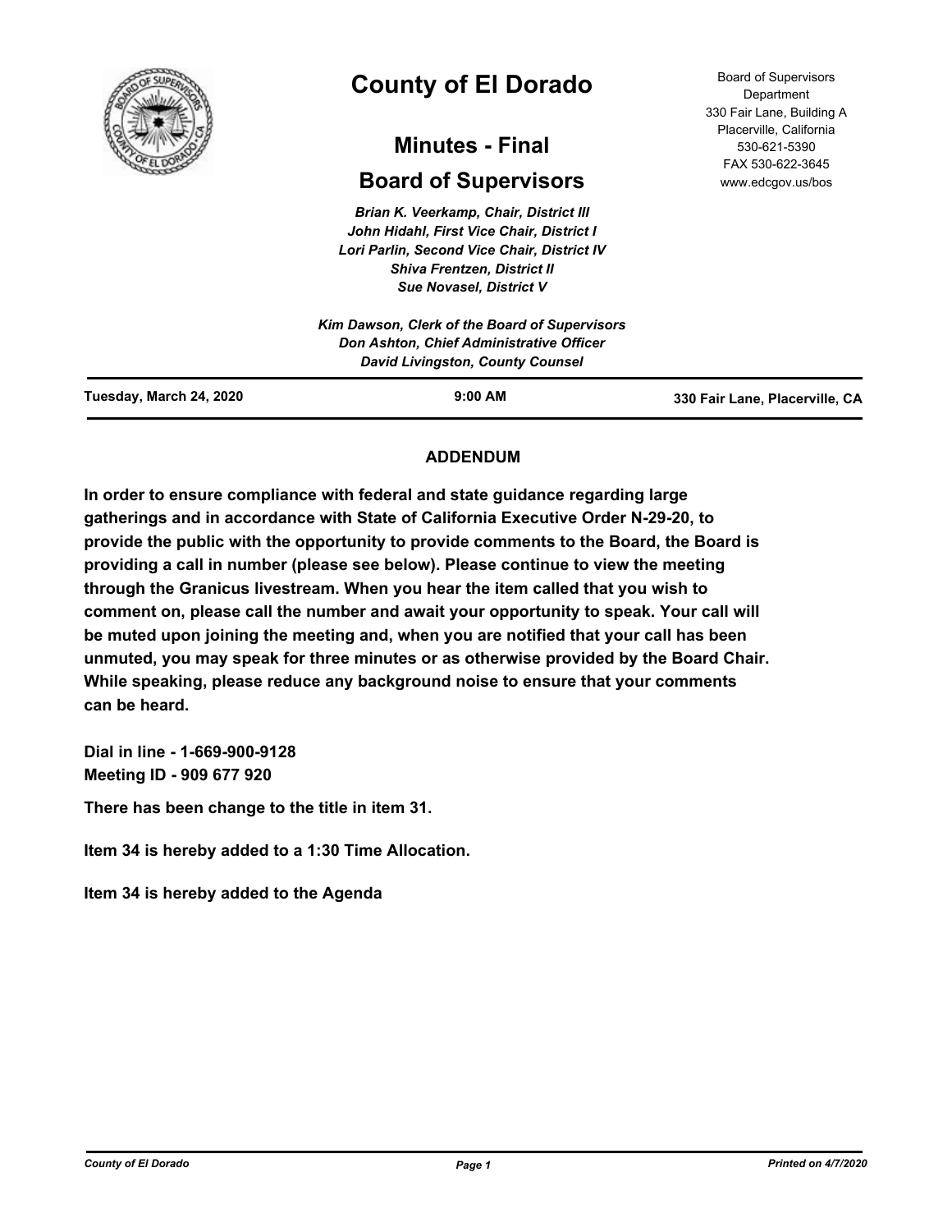# County of El Dorado

## Minutes - Final

## Board of Supervisors

Board of Supervisors Department
330 Fair Lane, Building A
Placerville, California
530-621-5390
FAX 530-622-3645
www.edcgov.us/bos

*Brian K. Veerkamp, Chair, District III*
*John Hidahl, First Vice Chair, District I*
*Lori Parlin, Second Vice Chair, District IV*
*Shiva Frentzen, District II*
*Sue Novasel, District V*

*Kim Dawson, Clerk of the Board of Supervisors*
*Don Ashton, Chief Administrative Officer*
*David Livingston, County Counsel*

**Tuesday, March 24, 2020** **9:00 AM** **330 Fair Lane, Placerville, CA**

### ADDENDUM

**In order to ensure compliance with federal and state guidance regarding large gatherings and in accordance with State of California Executive Order N-29-20, to provide the public with the opportunity to provide comments to the Board, the Board is providing a call in number (please see below). Please continue to view the meeting through the Granicus livestream. When you hear the item called that you wish to comment on, please call the number and await your opportunity to speak. Your call will be muted upon joining the meeting and, when you are notified that your call has been unmuted, you may speak for three minutes or as otherwise provided by the Board Chair. While speaking, please reduce any background noise to ensure that your comments can be heard.**

**Dial in line - 1-669-900-9128**
**Meeting ID - 909 677 920**

**There has been change to the title in item 31.**

**Item 34 is hereby added to a 1:30 Time Allocation.**

**Item 34 is hereby added to the Agenda**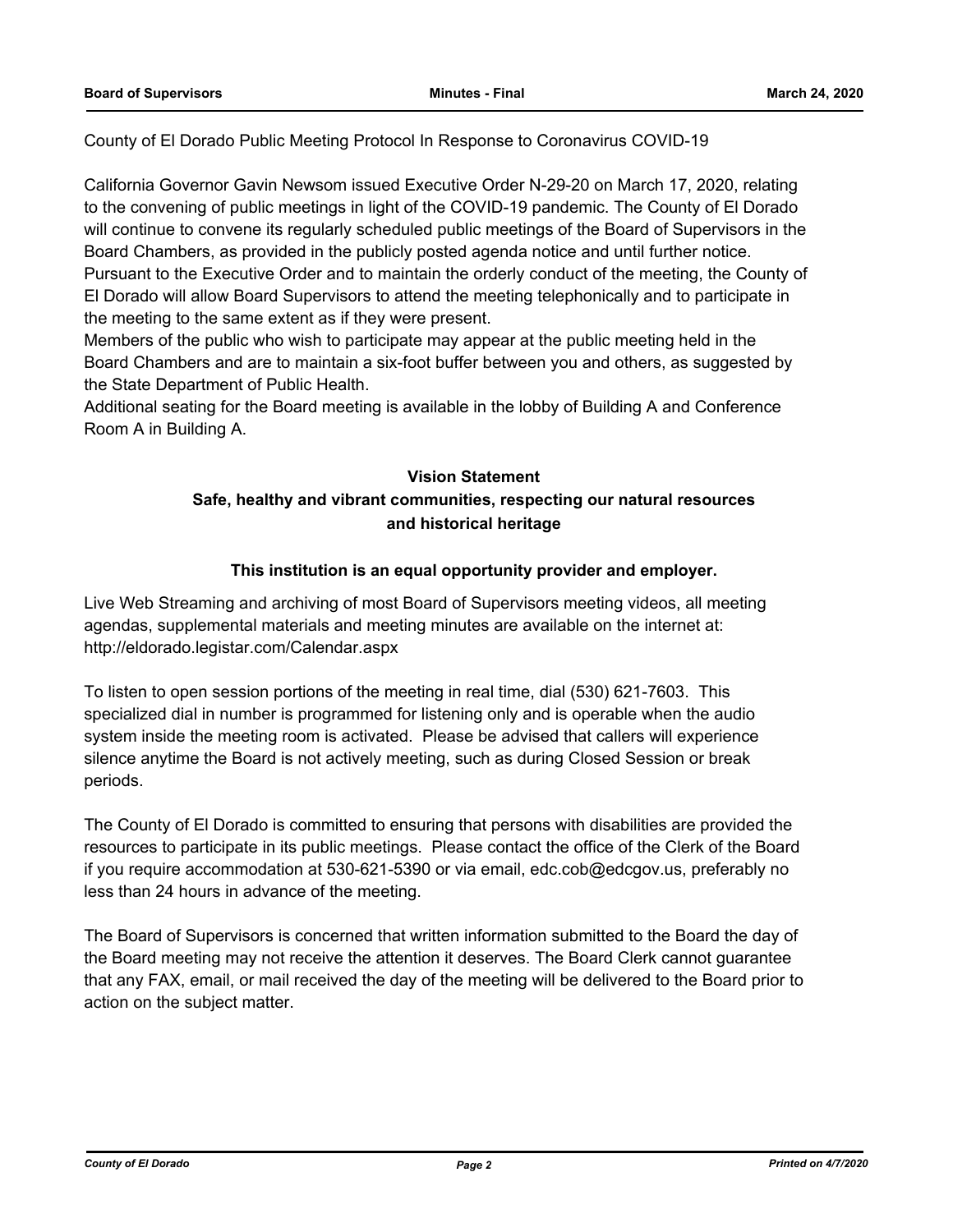County of El Dorado Public Meeting Protocol In Response to Coronavirus COVID-19

California Governor Gavin Newsom issued Executive Order N-29-20 on March 17, 2020, relating to the convening of public meetings in light of the COVID-19 pandemic. The County of El Dorado will continue to convene its regularly scheduled public meetings of the Board of Supervisors in the Board Chambers, as provided in the publicly posted agenda notice and until further notice.
Pursuant to the Executive Order and to maintain the orderly conduct of the meeting, the County of El Dorado will allow Board Supervisors to attend the meeting telephonically and to participate in the meeting to the same extent as if they were present.
Members of the public who wish to participate may appear at the public meeting held in the Board Chambers and are to maintain a six-foot buffer between you and others, as suggested by the State Department of Public Health.
Additional seating for the Board meeting is available in the lobby of Building A and Conference Room A in Building A.

**Vision Statement**

**Safe, healthy and vibrant communities, respecting our natural resources and historical heritage**

**This institution is an equal opportunity provider and employer.**

Live Web Streaming and archiving of most Board of Supervisors meeting videos, all meeting agendas, supplemental materials and meeting minutes are available on the internet at: http://eldorado.legistar.com/Calendar.aspx

To listen to open session portions of the meeting in real time, dial (530) 621-7603. This specialized dial in number is programmed for listening only and is operable when the audio system inside the meeting room is activated. Please be advised that callers will experience silence anytime the Board is not actively meeting, such as during Closed Session or break periods.

The County of El Dorado is committed to ensuring that persons with disabilities are provided the resources to participate in its public meetings. Please contact the office of the Clerk of the Board if you require accommodation at 530-621-5390 or via email, edc.cob@edcgov.us, preferably no less than 24 hours in advance of the meeting.

The Board of Supervisors is concerned that written information submitted to the Board the day of the Board meeting may not receive the attention it deserves. The Board Clerk cannot guarantee that any FAX, email, or mail received the day of the meeting will be delivered to the Board prior to action on the subject matter.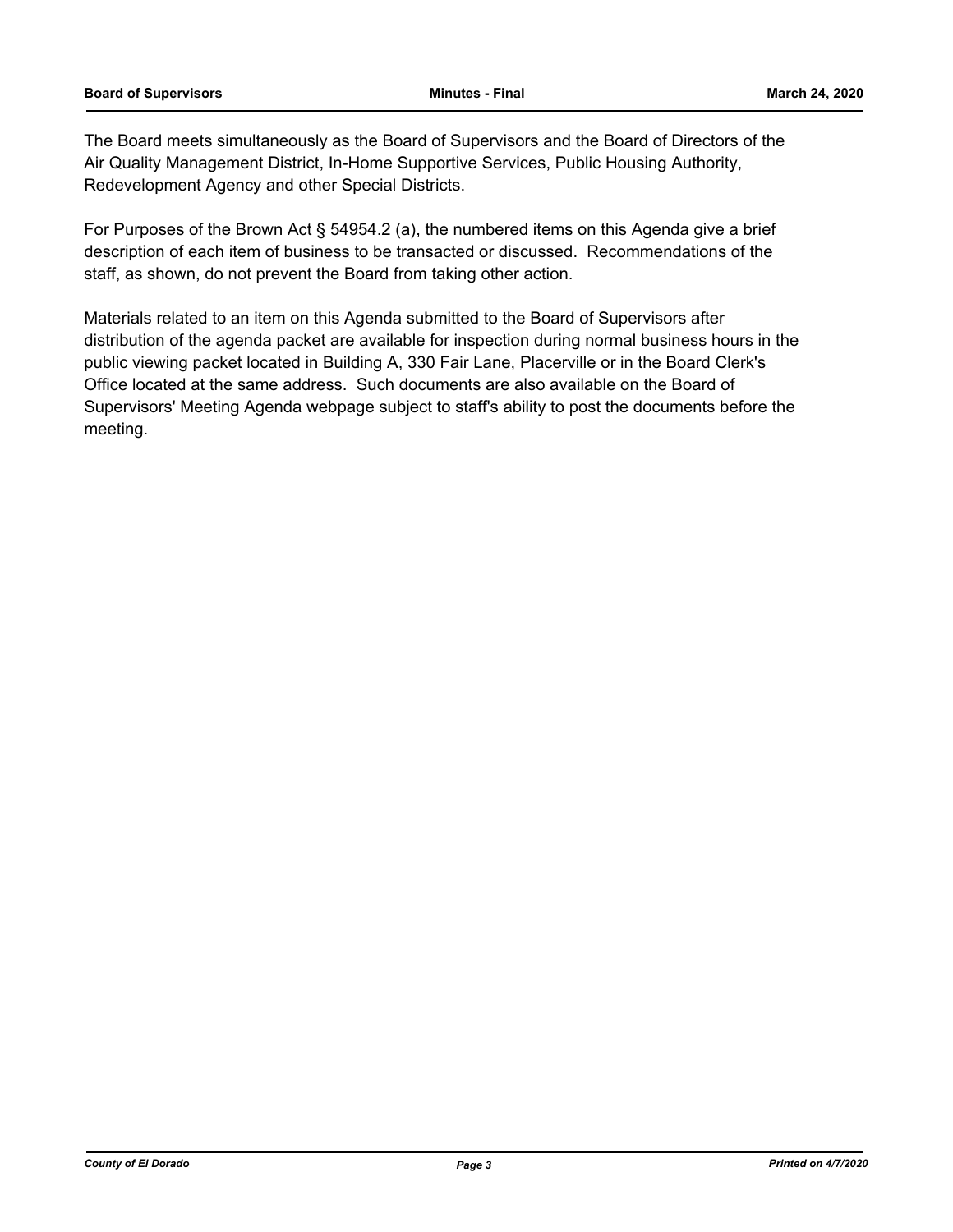The Board meets simultaneously as the Board of Supervisors and the Board of Directors of the Air Quality Management District, In-Home Supportive Services, Public Housing Authority, Redevelopment Agency and other Special Districts.

For Purposes of the Brown Act § 54954.2 (a), the numbered items on this Agenda give a brief description of each item of business to be transacted or discussed. Recommendations of the staff, as shown, do not prevent the Board from taking other action.

Materials related to an item on this Agenda submitted to the Board of Supervisors after distribution of the agenda packet are available for inspection during normal business hours in the public viewing packet located in Building A, 330 Fair Lane, Placerville or in the Board Clerk's Office located at the same address. Such documents are also available on the Board of Supervisors' Meeting Agenda webpage subject to staff's ability to post the documents before the meeting.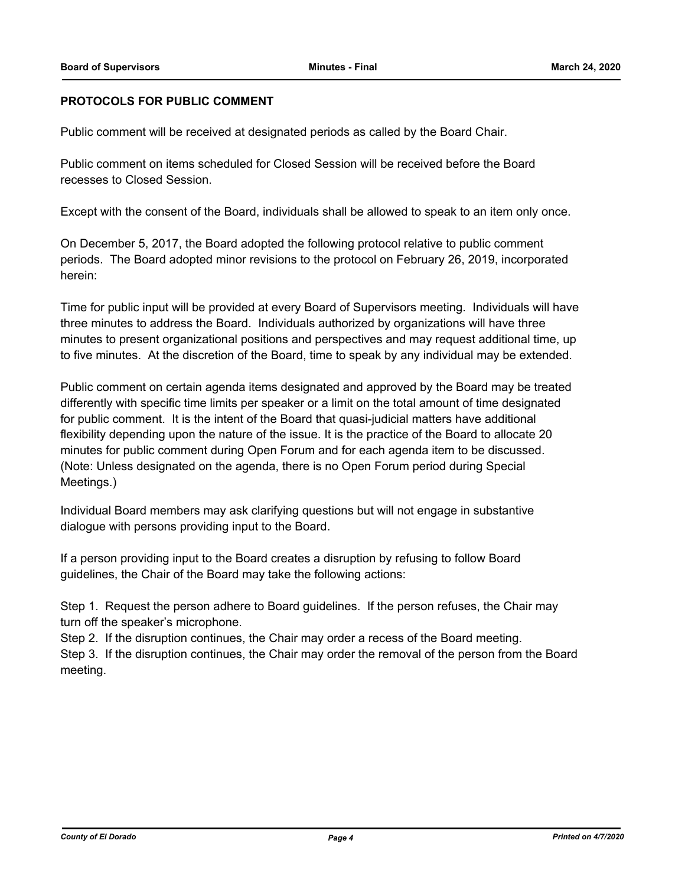**PROTOCOLS FOR PUBLIC COMMENT**

Public comment will be received at designated periods as called by the Board Chair.

Public comment on items scheduled for Closed Session will be received before the Board recesses to Closed Session.

Except with the consent of the Board, individuals shall be allowed to speak to an item only once.

On December 5, 2017, the Board adopted the following protocol relative to public comment periods. The Board adopted minor revisions to the protocol on February 26, 2019, incorporated herein:

Time for public input will be provided at every Board of Supervisors meeting. Individuals will have three minutes to address the Board. Individuals authorized by organizations will have three minutes to present organizational positions and perspectives and may request additional time, up to five minutes. At the discretion of the Board, time to speak by any individual may be extended.

Public comment on certain agenda items designated and approved by the Board may be treated differently with specific time limits per speaker or a limit on the total amount of time designated for public comment. It is the intent of the Board that quasi-judicial matters have additional flexibility depending upon the nature of the issue. It is the practice of the Board to allocate 20 minutes for public comment during Open Forum and for each agenda item to be discussed. (Note: Unless designated on the agenda, there is no Open Forum period during Special Meetings.)

Individual Board members may ask clarifying questions but will not engage in substantive dialogue with persons providing input to the Board.

If a person providing input to the Board creates a disruption by refusing to follow Board guidelines, the Chair of the Board may take the following actions:

Step 1. Request the person adhere to Board guidelines. If the person refuses, the Chair may turn off the speaker's microphone.

Step 2. If the disruption continues, the Chair may order a recess of the Board meeting.

Step 3. If the disruption continues, the Chair may order the removal of the person from the Board meeting.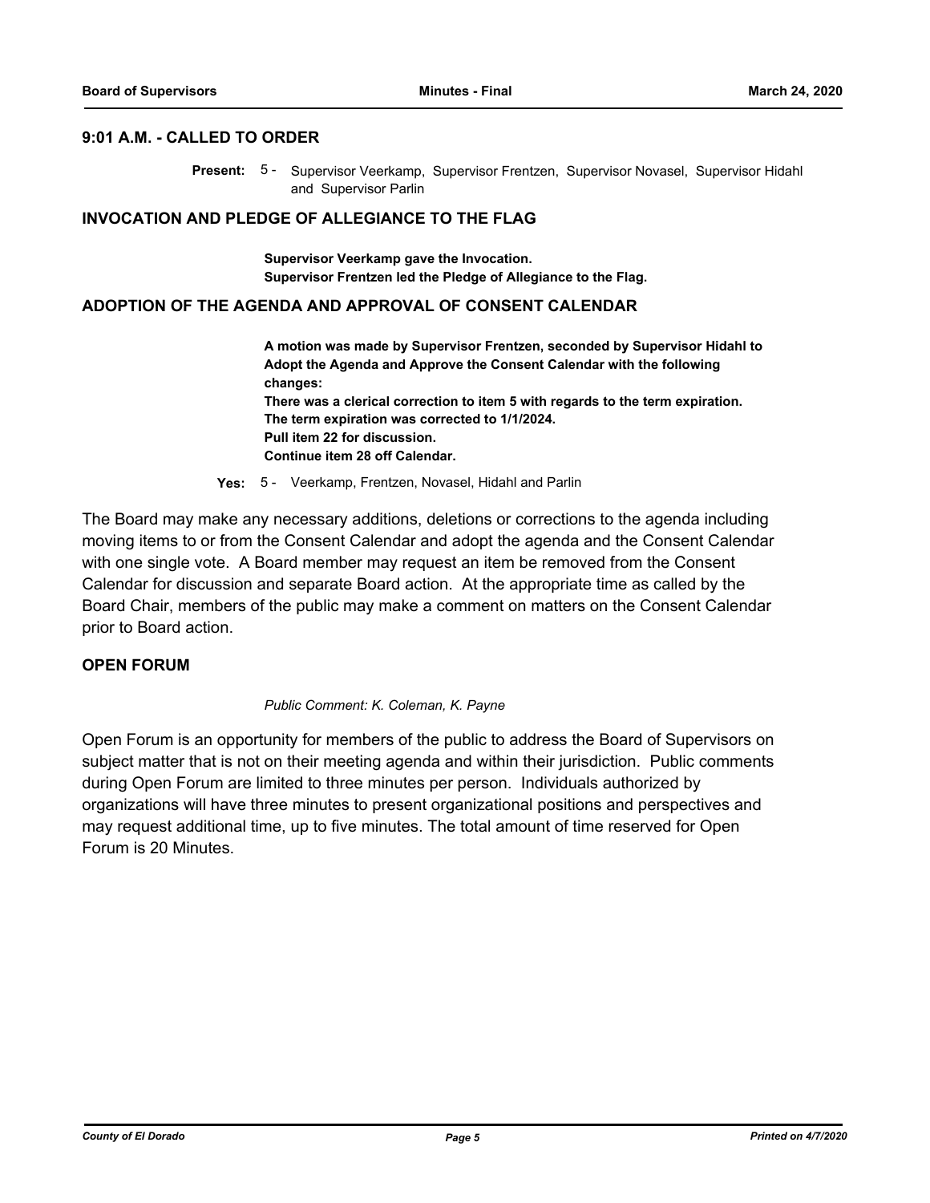## 9:01 A.M. - CALLED TO ORDER

**Present:** 5 - Supervisor Veerkamp, Supervisor Frentzen, Supervisor Novasel, Supervisor Hidahl and Supervisor Parlin

## INVOCATION AND PLEDGE OF ALLEGIANCE TO THE FLAG

**Supervisor Veerkamp gave the Invocation.**
**Supervisor Frentzen led the Pledge of Allegiance to the Flag.**

## ADOPTION OF THE AGENDA AND APPROVAL OF CONSENT CALENDAR

**A motion was made by Supervisor Frentzen, seconded by Supervisor Hidahl to Adopt the Agenda and Approve the Consent Calendar with the following changes:**
**There was a clerical correction to item 5 with regards to the term expiration. The term expiration was corrected to 1/1/2024.**
**Pull item 22 for discussion.**
**Continue item 28 off Calendar.**

**Yes:** 5 - Veerkamp, Frentzen, Novasel, Hidahl and Parlin

The Board may make any necessary additions, deletions or corrections to the agenda including moving items to or from the Consent Calendar and adopt the agenda and the Consent Calendar with one single vote. A Board member may request an item be removed from the Consent Calendar for discussion and separate Board action. At the appropriate time as called by the Board Chair, members of the public may make a comment on matters on the Consent Calendar prior to Board action.

## OPEN FORUM

*Public Comment: K. Coleman, K. Payne*

Open Forum is an opportunity for members of the public to address the Board of Supervisors on subject matter that is not on their meeting agenda and within their jurisdiction. Public comments during Open Forum are limited to three minutes per person. Individuals authorized by organizations will have three minutes to present organizational positions and perspectives and may request additional time, up to five minutes. The total amount of time reserved for Open Forum is 20 Minutes.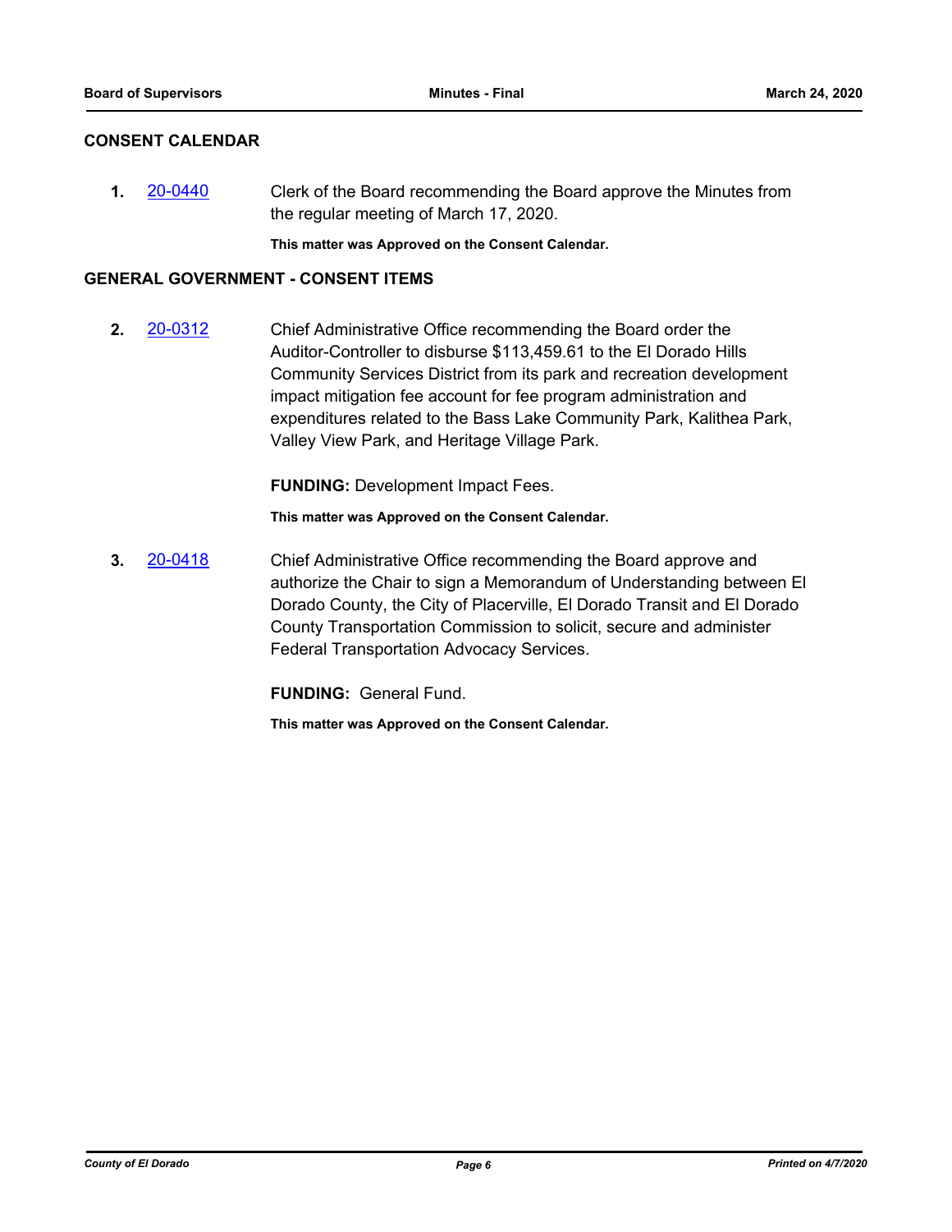## CONSENT CALENDAR

**1.** 20-0440 Clerk of the Board recommending the Board approve the Minutes from the regular meeting of March 17, 2020.

**This matter was Approved on the Consent Calendar.**

## GENERAL GOVERNMENT - CONSENT ITEMS

**2.** 20-0312 Chief Administrative Office recommending the Board order the Auditor-Controller to disburse $113,459.61 to the El Dorado Hills Community Services District from its park and recreation development impact mitigation fee account for fee program administration and expenditures related to the Bass Lake Community Park, Kalithea Park, Valley View Park, and Heritage Village Park.

**FUNDING:** Development Impact Fees.

**This matter was Approved on the Consent Calendar.**

**3.** 20-0418 Chief Administrative Office recommending the Board approve and authorize the Chair to sign a Memorandum of Understanding between El Dorado County, the City of Placerville, El Dorado Transit and El Dorado County Transportation Commission to solicit, secure and administer Federal Transportation Advocacy Services.

**FUNDING:** General Fund.

**This matter was Approved on the Consent Calendar.**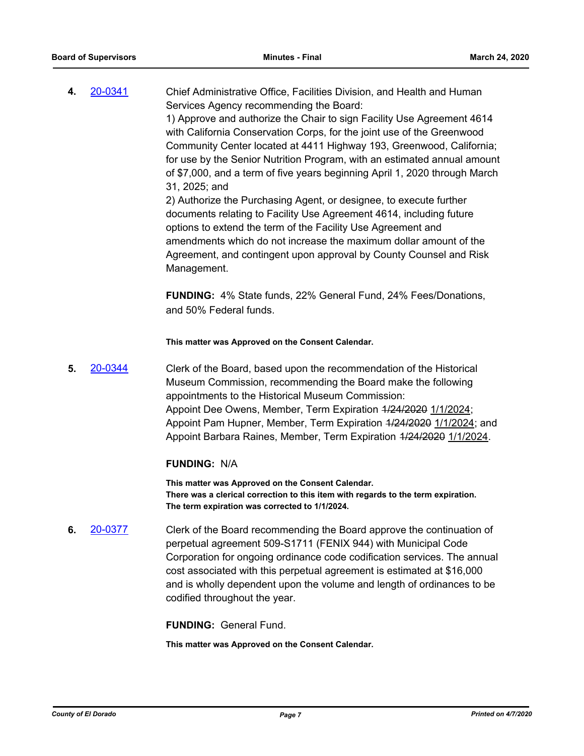**4.** 20-0341

Chief Administrative Office, Facilities Division, and Health and Human Services Agency recommending the Board:
1) Approve and authorize the Chair to sign Facility Use Agreement 4614 with California Conservation Corps, for the joint use of the Greenwood Community Center located at 4411 Highway 193, Greenwood, California; for use by the Senior Nutrition Program, with an estimated annual amount of $7,000, and a term of five years beginning April 1, 2020 through March 31, 2025; and
2) Authorize the Purchasing Agent, or designee, to execute further documents relating to Facility Use Agreement 4614, including future options to extend the term of the Facility Use Agreement and amendments which do not increase the maximum dollar amount of the Agreement, and contingent upon approval by County Counsel and Risk Management.

**FUNDING:** 4% State funds, 22% General Fund, 24% Fees/Donations, and 50% Federal funds.

**This matter was Approved on the Consent Calendar.**

**5.** 20-0344

Clerk of the Board, based upon the recommendation of the Historical Museum Commission, recommending the Board make the following appointments to the Historical Museum Commission:
Appoint Dee Owens, Member, Term Expiration ~~1/24/2020~~ 1/1/2024;
Appoint Pam Hupner, Member, Term Expiration ~~1/24/2020~~ 1/1/2024; and
Appoint Barbara Raines, Member, Term Expiration ~~1/24/2020~~ 1/1/2024.

**FUNDING:** N/A

**This matter was Approved on the Consent Calendar.**
**There was a clerical correction to this item with regards to the term expiration.**
**The term expiration was corrected to 1/1/2024.**

**6.** 20-0377

Clerk of the Board recommending the Board approve the continuation of perpetual agreement 509-S1711 (FENIX 944) with Municipal Code Corporation for ongoing ordinance code codification services. The annual cost associated with this perpetual agreement is estimated at $16,000 and is wholly dependent upon the volume and length of ordinances to be codified throughout the year.

**FUNDING:** General Fund.

**This matter was Approved on the Consent Calendar.**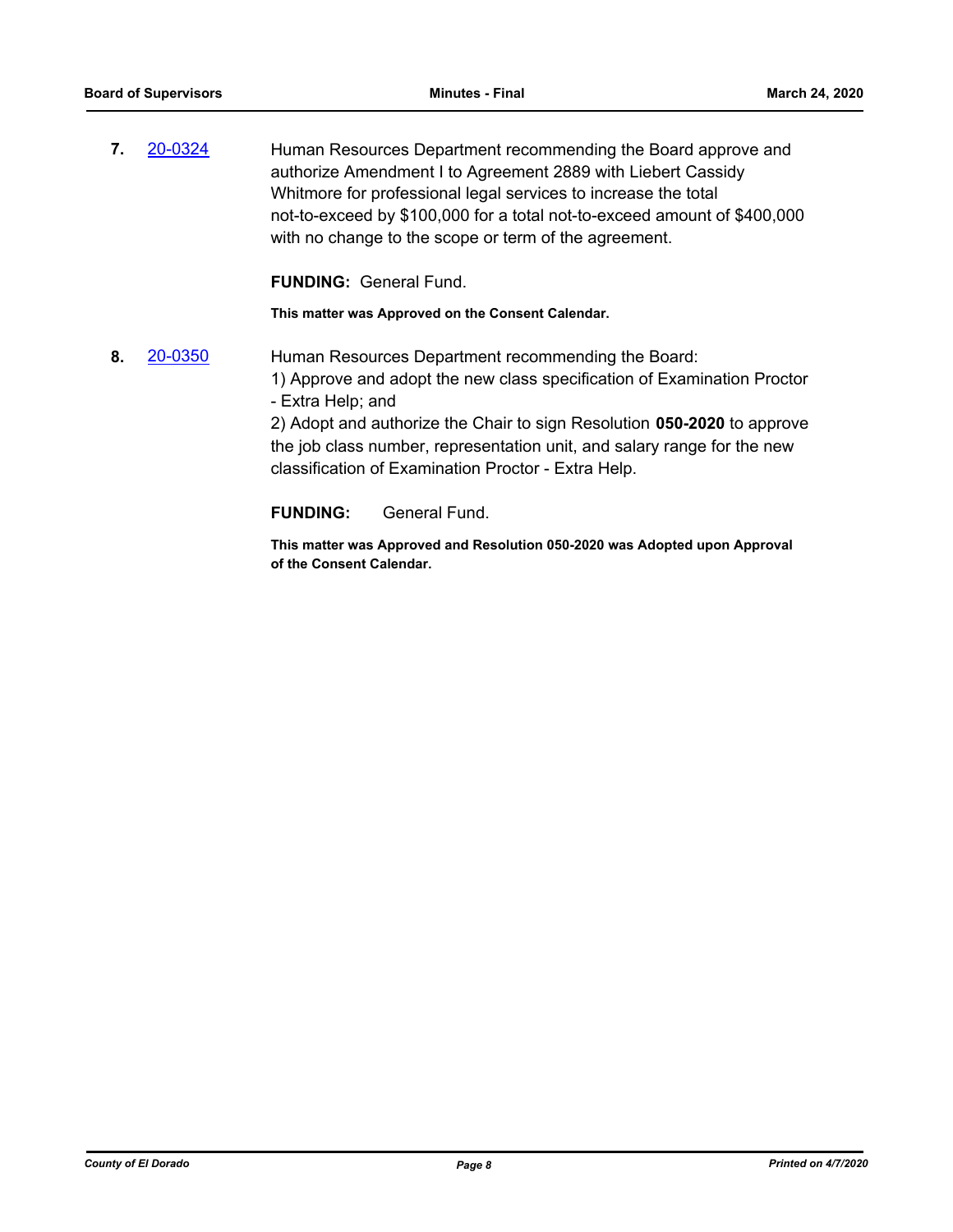**7.** [20-0324] Human Resources Department recommending the Board approve and authorize Amendment I to Agreement 2889 with Liebert Cassidy Whitmore for professional legal services to increase the total not-to-exceed by $100,000 for a total not-to-exceed amount of $400,000 with no change to the scope or term of the agreement.

**FUNDING:** General Fund.

**This matter was Approved on the Consent Calendar.**

**8.** [20-0350] Human Resources Department recommending the Board:

1) Approve and adopt the new class specification of Examination Proctor - Extra Help; and

2) Adopt and authorize the Chair to sign Resolution **050-2020** to approve the job class number, representation unit, and salary range for the new classification of Examination Proctor - Extra Help.

**FUNDING:** General Fund.

**This matter was Approved and Resolution 050-2020 was Adopted upon Approval of the Consent Calendar.**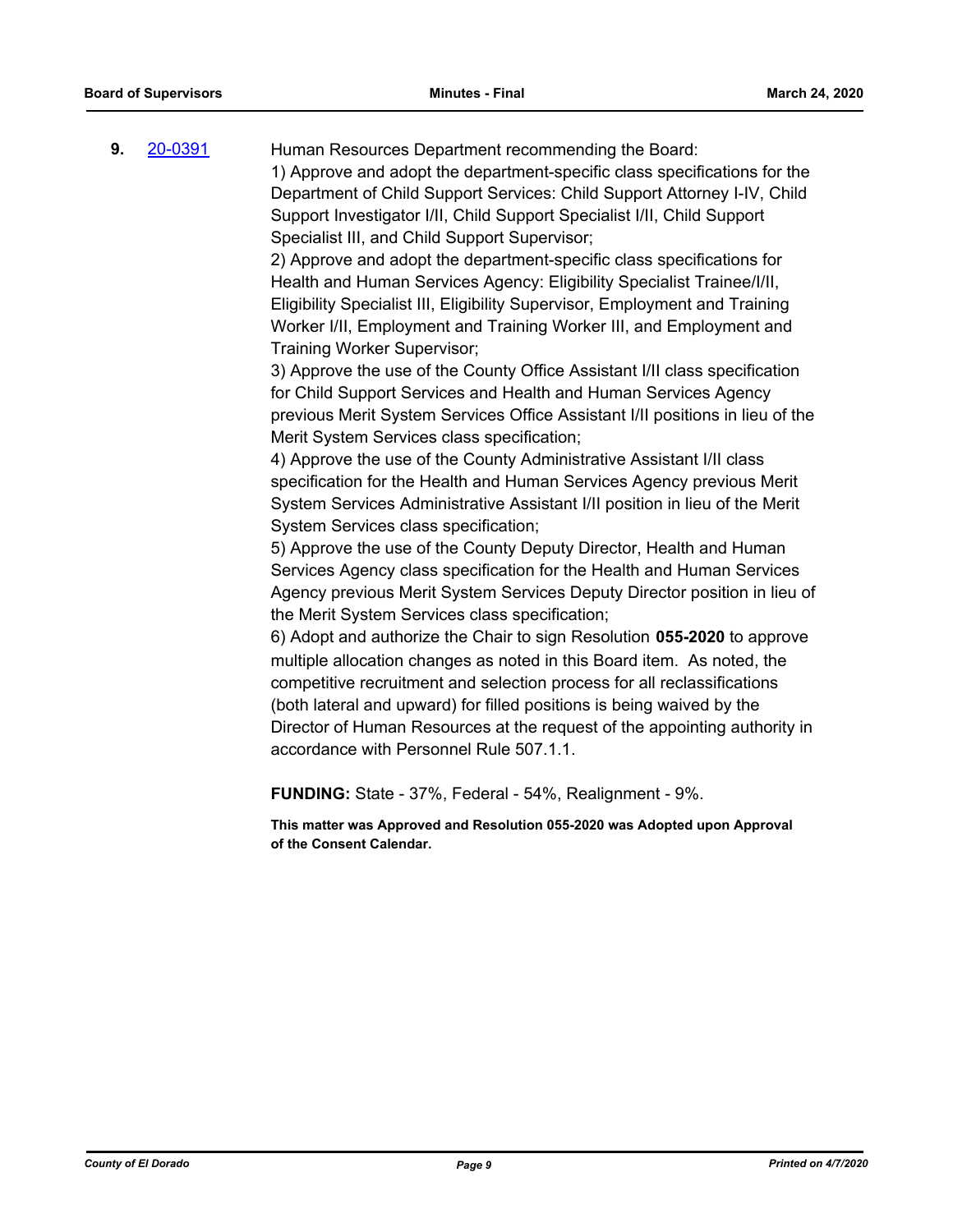**9.** 20-0391 Human Resources Department recommending the Board:

1) Approve and adopt the department-specific class specifications for the Department of Child Support Services: Child Support Attorney I-IV, Child Support Investigator I/II, Child Support Specialist I/II, Child Support Specialist III, and Child Support Supervisor;

2) Approve and adopt the department-specific class specifications for Health and Human Services Agency: Eligibility Specialist Trainee/I/II, Eligibility Specialist III, Eligibility Supervisor, Employment and Training Worker I/II, Employment and Training Worker III, and Employment and Training Worker Supervisor;

3) Approve the use of the County Office Assistant I/II class specification for Child Support Services and Health and Human Services Agency previous Merit System Services Office Assistant I/II positions in lieu of the Merit System Services class specification;

4) Approve the use of the County Administrative Assistant I/II class specification for the Health and Human Services Agency previous Merit System Services Administrative Assistant I/II position in lieu of the Merit System Services class specification;

5) Approve the use of the County Deputy Director, Health and Human Services Agency class specification for the Health and Human Services Agency previous Merit System Services Deputy Director position in lieu of the Merit System Services class specification;

6) Adopt and authorize the Chair to sign Resolution **055-2020** to approve multiple allocation changes as noted in this Board item. As noted, the competitive recruitment and selection process for all reclassifications (both lateral and upward) for filled positions is being waived by the Director of Human Resources at the request of the appointing authority in accordance with Personnel Rule 507.1.1.

**FUNDING:** State - 37%, Federal - 54%, Realignment - 9%.

**This matter was Approved and Resolution 055-2020 was Adopted upon Approval of the Consent Calendar.**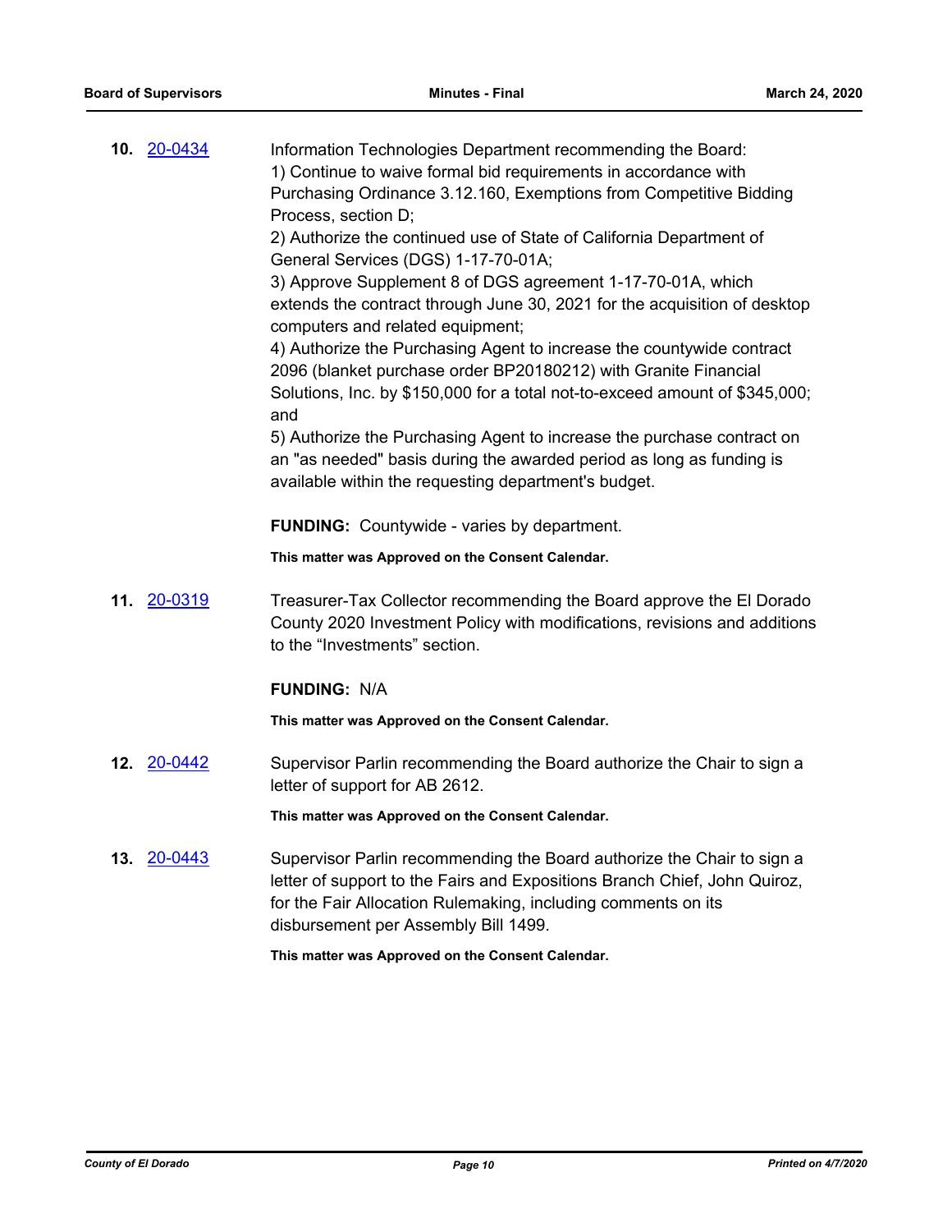**10.** [20-0434]

Information Technologies Department recommending the Board:
1) Continue to waive formal bid requirements in accordance with Purchasing Ordinance 3.12.160, Exemptions from Competitive Bidding Process, section D;
2) Authorize the continued use of State of California Department of General Services (DGS) 1-17-70-01A;
3) Approve Supplement 8 of DGS agreement 1-17-70-01A, which extends the contract through June 30, 2021 for the acquisition of desktop computers and related equipment;
4) Authorize the Purchasing Agent to increase the countywide contract 2096 (blanket purchase order BP20180212) with Granite Financial Solutions, Inc. by $150,000 for a total not-to-exceed amount of $345,000; and
5) Authorize the Purchasing Agent to increase the purchase contract on an "as needed" basis during the awarded period as long as funding is available within the requesting department's budget.

**FUNDING:** Countywide - varies by department.

**This matter was Approved on the Consent Calendar.**

**11.** [20-0319]

Treasurer-Tax Collector recommending the Board approve the El Dorado County 2020 Investment Policy with modifications, revisions and additions to the "Investments" section.

**FUNDING:** N/A

**This matter was Approved on the Consent Calendar.**

**12.** [20-0442]

Supervisor Parlin recommending the Board authorize the Chair to sign a letter of support for AB 2612.

**This matter was Approved on the Consent Calendar.**

**13.** [20-0443]

Supervisor Parlin recommending the Board authorize the Chair to sign a letter of support to the Fairs and Expositions Branch Chief, John Quiroz, for the Fair Allocation Rulemaking, including comments on its disbursement per Assembly Bill 1499.

**This matter was Approved on the Consent Calendar.**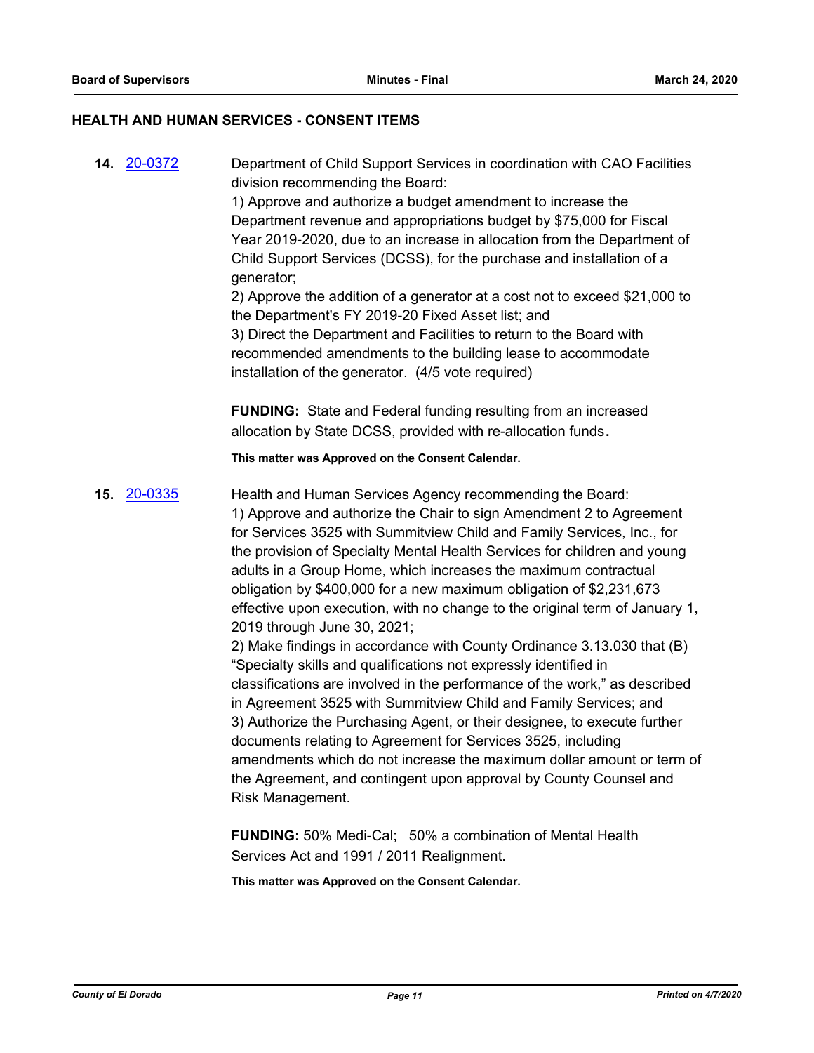## HEALTH AND HUMAN SERVICES - CONSENT ITEMS

**14.** 20-0372

Department of Child Support Services in coordination with CAO Facilities division recommending the Board:
1) Approve and authorize a budget amendment to increase the Department revenue and appropriations budget by $75,000 for Fiscal Year 2019-2020, due to an increase in allocation from the Department of Child Support Services (DCSS), for the purchase and installation of a generator;
2) Approve the addition of a generator at a cost not to exceed $21,000 to the Department's FY 2019-20 Fixed Asset list; and
3) Direct the Department and Facilities to return to the Board with recommended amendments to the building lease to accommodate installation of the generator. (4/5 vote required)

**FUNDING:** State and Federal funding resulting from an increased allocation by State DCSS, provided with re-allocation funds.

**This matter was Approved on the Consent Calendar.**

**15.** 20-0335

Health and Human Services Agency recommending the Board:
1) Approve and authorize the Chair to sign Amendment 2 to Agreement for Services 3525 with Summitview Child and Family Services, Inc., for the provision of Specialty Mental Health Services for children and young adults in a Group Home, which increases the maximum contractual obligation by $400,000 for a new maximum obligation of $2,231,673 effective upon execution, with no change to the original term of January 1, 2019 through June 30, 2021;
2) Make findings in accordance with County Ordinance 3.13.030 that (B) "Specialty skills and qualifications not expressly identified in classifications are involved in the performance of the work," as described in Agreement 3525 with Summitview Child and Family Services; and
3) Authorize the Purchasing Agent, or their designee, to execute further documents relating to Agreement for Services 3525, including amendments which do not increase the maximum dollar amount or term of the Agreement, and contingent upon approval by County Counsel and Risk Management.

**FUNDING:** 50% Medi-Cal; 50% a combination of Mental Health Services Act and 1991 / 2011 Realignment.

**This matter was Approved on the Consent Calendar.**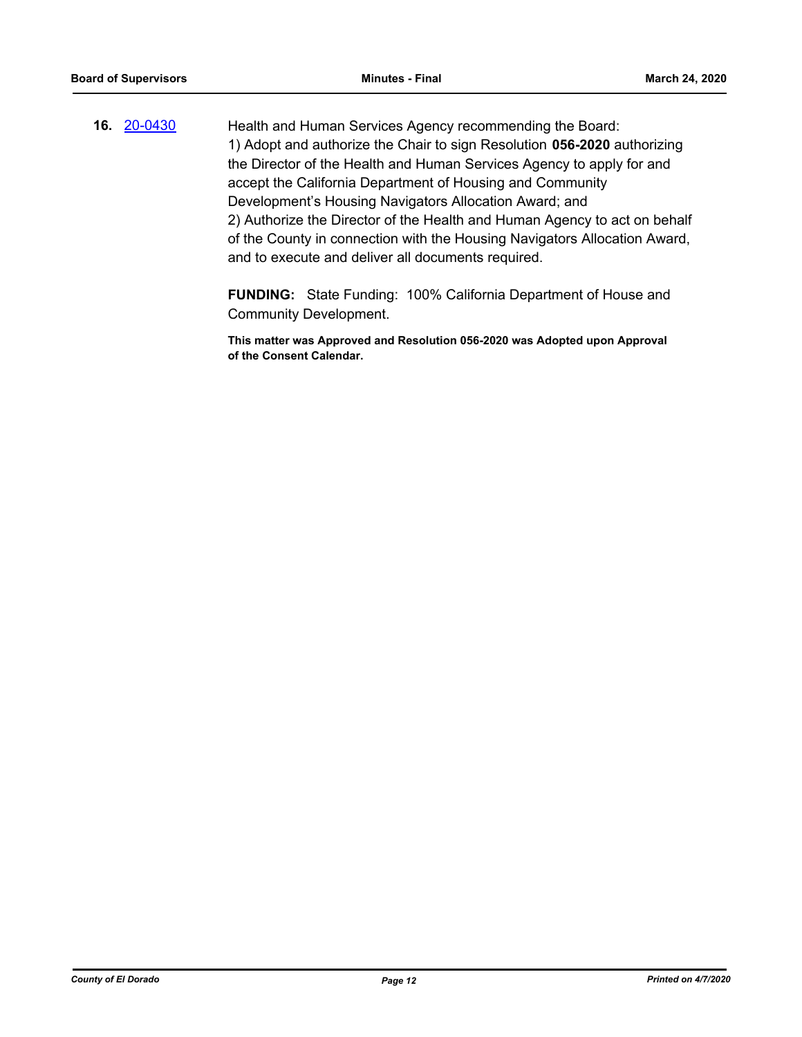**16.** [20-0430]

Health and Human Services Agency recommending the Board:
1) Adopt and authorize the Chair to sign Resolution **056-2020** authorizing the Director of the Health and Human Services Agency to apply for and accept the California Department of Housing and Community Development's Housing Navigators Allocation Award; and
2) Authorize the Director of the Health and Human Agency to act on behalf of the County in connection with the Housing Navigators Allocation Award, and to execute and deliver all documents required.

**FUNDING:** State Funding: 100% California Department of House and Community Development.

**This matter was Approved and Resolution 056-2020 was Adopted upon Approval of the Consent Calendar.**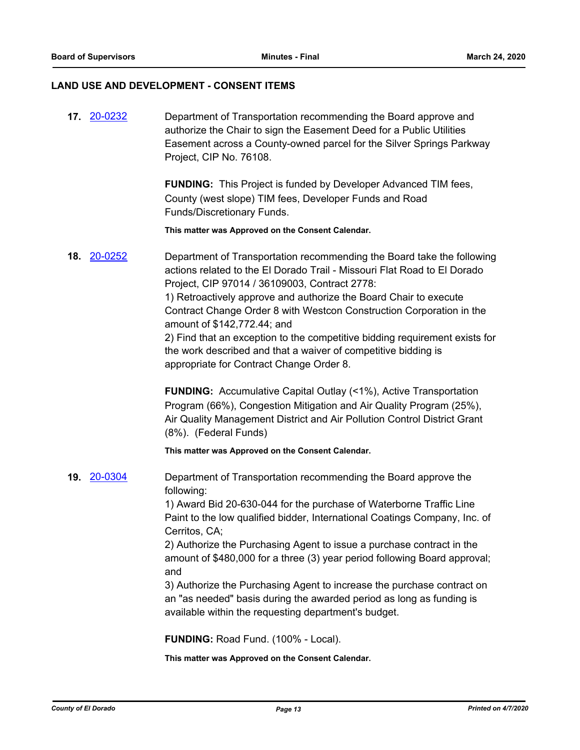## LAND USE AND DEVELOPMENT - CONSENT ITEMS

**17.** 20-0232

Department of Transportation recommending the Board approve and authorize the Chair to sign the Easement Deed for a Public Utilities Easement across a County-owned parcel for the Silver Springs Parkway Project, CIP No. 76108.

**FUNDING:** This Project is funded by Developer Advanced TIM fees, County (west slope) TIM fees, Developer Funds and Road Funds/Discretionary Funds.

**This matter was Approved on the Consent Calendar.**

**18.** 20-0252

Department of Transportation recommending the Board take the following actions related to the El Dorado Trail - Missouri Flat Road to El Dorado Project, CIP 97014 / 36109003, Contract 2778:
1) Retroactively approve and authorize the Board Chair to execute Contract Change Order 8 with Westcon Construction Corporation in the amount of $142,772.44; and
2) Find that an exception to the competitive bidding requirement exists for the work described and that a waiver of competitive bidding is appropriate for Contract Change Order 8.

**FUNDING:** Accumulative Capital Outlay (<1%), Active Transportation Program (66%), Congestion Mitigation and Air Quality Program (25%), Air Quality Management District and Air Pollution Control District Grant (8%). (Federal Funds)

**This matter was Approved on the Consent Calendar.**

**19.** 20-0304

Department of Transportation recommending the Board approve the following:
1) Award Bid 20-630-044 for the purchase of Waterborne Traffic Line Paint to the low qualified bidder, International Coatings Company, Inc. of Cerritos, CA;
2) Authorize the Purchasing Agent to issue a purchase contract in the amount of $480,000 for a three (3) year period following Board approval; and
3) Authorize the Purchasing Agent to increase the purchase contract on an "as needed" basis during the awarded period as long as funding is available within the requesting department's budget.

**FUNDING:** Road Fund. (100% - Local).

**This matter was Approved on the Consent Calendar.**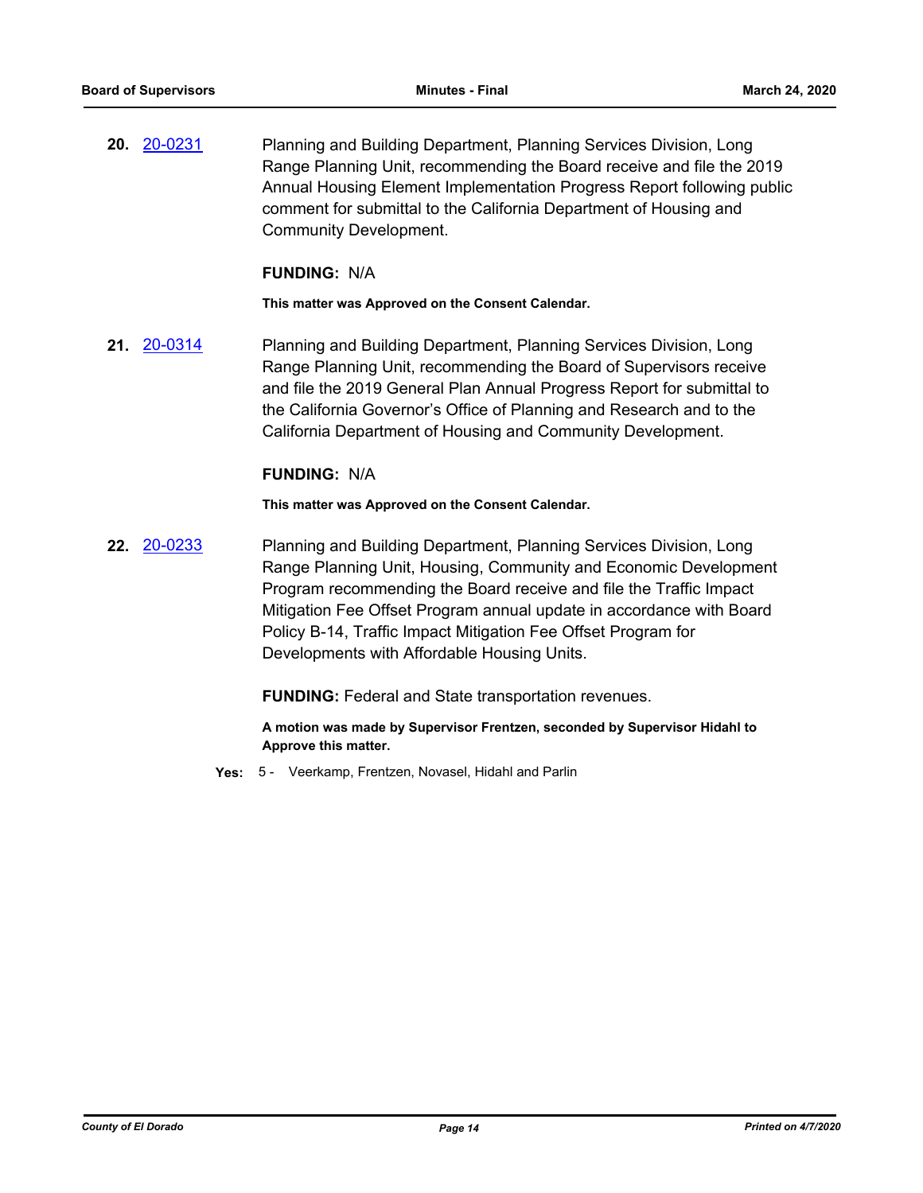**20.** [20-0231](#) Planning and Building Department, Planning Services Division, Long Range Planning Unit, recommending the Board receive and file the 2019 Annual Housing Element Implementation Progress Report following public comment for submittal to the California Department of Housing and Community Development.

**FUNDING:** N/A

**This matter was Approved on the Consent Calendar.**

**21.** [20-0314](#) Planning and Building Department, Planning Services Division, Long Range Planning Unit, recommending the Board of Supervisors receive and file the 2019 General Plan Annual Progress Report for submittal to the California Governor's Office of Planning and Research and to the California Department of Housing and Community Development.

**FUNDING:** N/A

**This matter was Approved on the Consent Calendar.**

**22.** [20-0233](#) Planning and Building Department, Planning Services Division, Long Range Planning Unit, Housing, Community and Economic Development Program recommending the Board receive and file the Traffic Impact Mitigation Fee Offset Program annual update in accordance with Board Policy B-14, Traffic Impact Mitigation Fee Offset Program for Developments with Affordable Housing Units.

**FUNDING:** Federal and State transportation revenues.

**A motion was made by Supervisor Frentzen, seconded by Supervisor Hidahl to Approve this matter.**

**Yes:** 5 - Veerkamp, Frentzen, Novasel, Hidahl and Parlin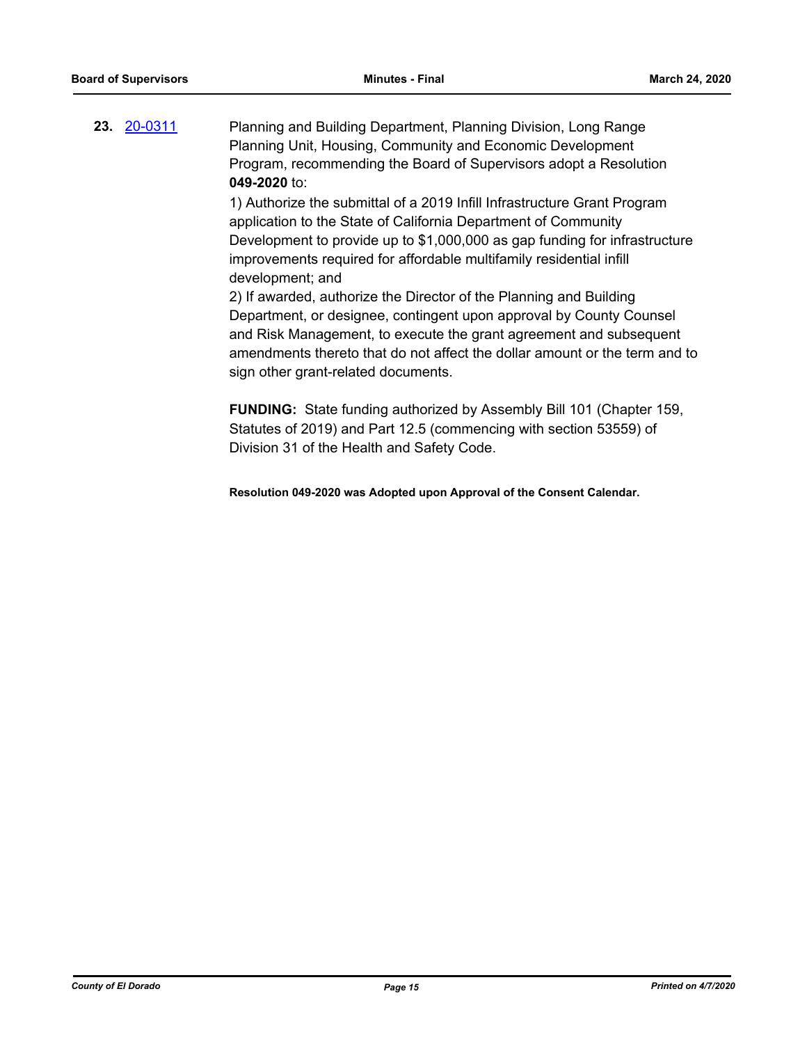**23.** [20-0311](20-0311)

Planning and Building Department, Planning Division, Long Range Planning Unit, Housing, Community and Economic Development Program, recommending the Board of Supervisors adopt a Resolution **049-2020** to:

1) Authorize the submittal of a 2019 Infill Infrastructure Grant Program application to the State of California Department of Community Development to provide up to $1,000,000 as gap funding for infrastructure improvements required for affordable multifamily residential infill development; and

2) If awarded, authorize the Director of the Planning and Building Department, or designee, contingent upon approval by County Counsel and Risk Management, to execute the grant agreement and subsequent amendments thereto that do not affect the dollar amount or the term and to sign other grant-related documents.

**FUNDING:** State funding authorized by Assembly Bill 101 (Chapter 159, Statutes of 2019) and Part 12.5 (commencing with section 53559) of Division 31 of the Health and Safety Code.

**Resolution 049-2020 was Adopted upon Approval of the Consent Calendar.**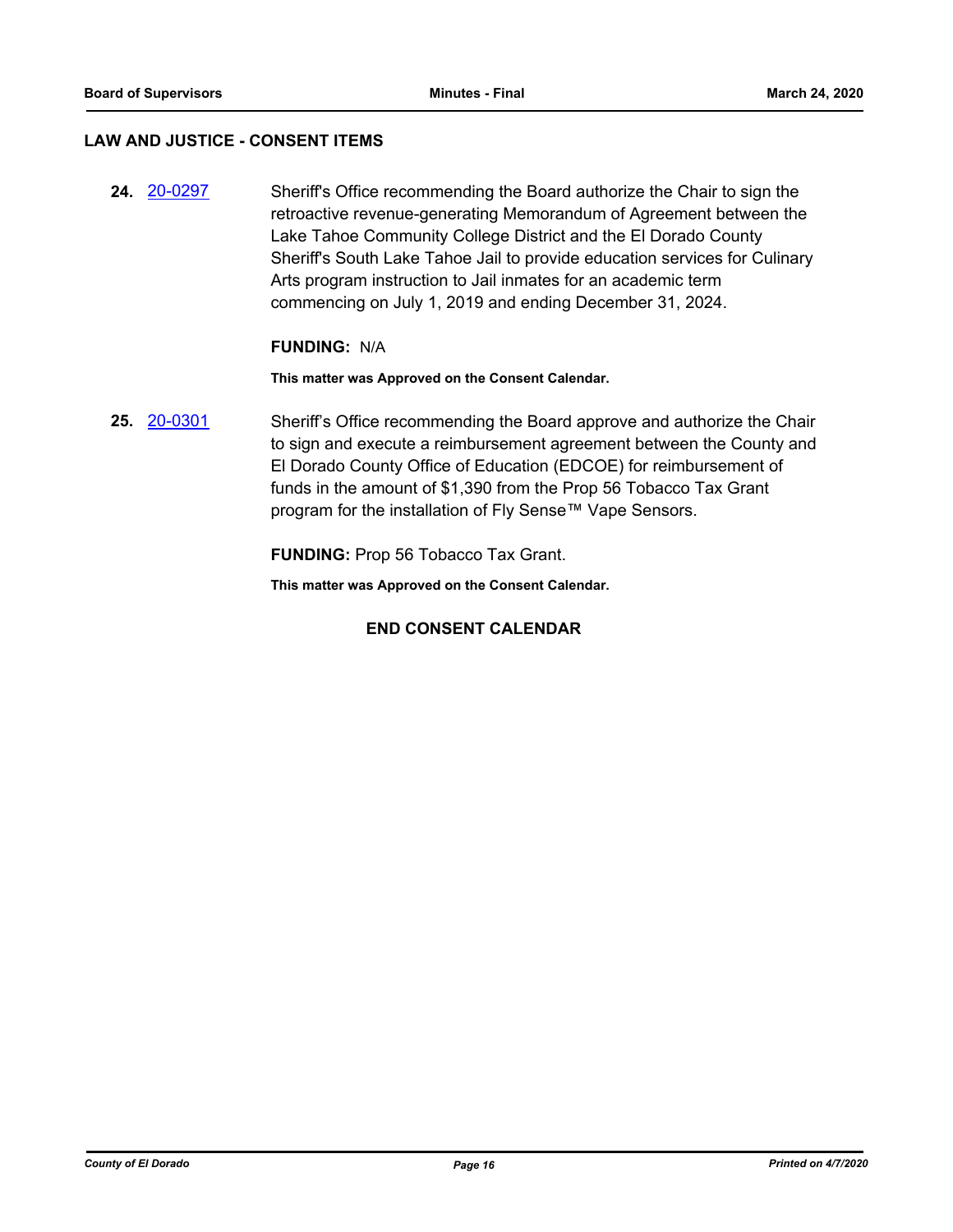## LAW AND JUSTICE - CONSENT ITEMS

**24.** 20-0297 Sheriff's Office recommending the Board authorize the Chair to sign the retroactive revenue-generating Memorandum of Agreement between the Lake Tahoe Community College District and the El Dorado County Sheriff's South Lake Tahoe Jail to provide education services for Culinary Arts program instruction to Jail inmates for an academic term commencing on July 1, 2019 and ending December 31, 2024.

**FUNDING:** N/A

**This matter was Approved on the Consent Calendar.**

**25.** 20-0301 Sheriff's Office recommending the Board approve and authorize the Chair to sign and execute a reimbursement agreement between the County and El Dorado County Office of Education (EDCOE) for reimbursement of funds in the amount of $1,390 from the Prop 56 Tobacco Tax Grant program for the installation of Fly Sense™ Vape Sensors.

**FUNDING:** Prop 56 Tobacco Tax Grant.

**This matter was Approved on the Consent Calendar.**

**END CONSENT CALENDAR**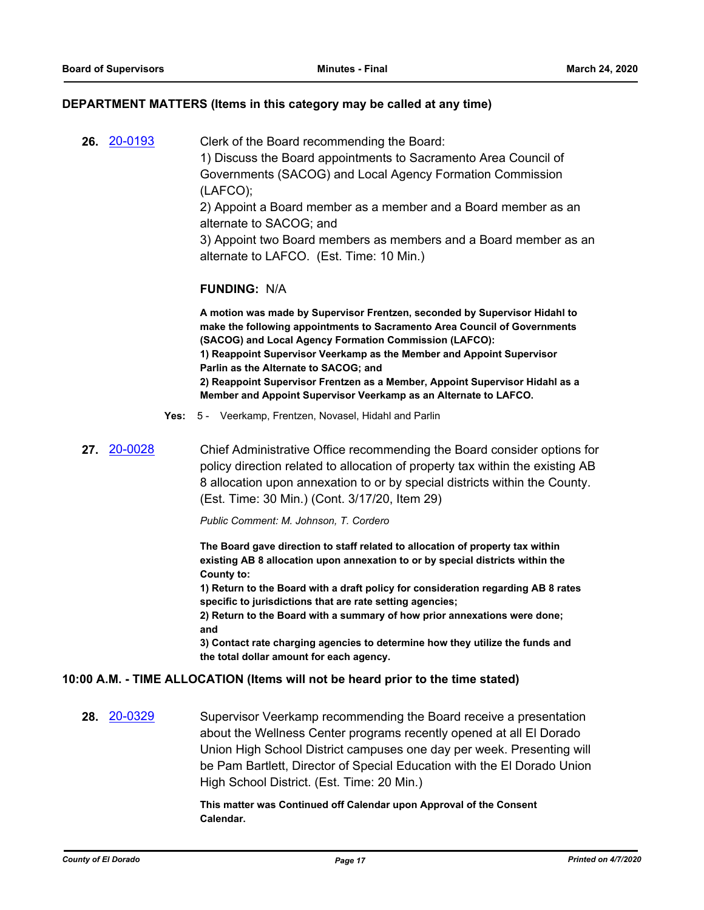## DEPARTMENT MATTERS (Items in this category may be called at any time)

**26.** [20-0193](20-0193) Clerk of the Board recommending the Board:

1) Discuss the Board appointments to Sacramento Area Council of Governments (SACOG) and Local Agency Formation Commission (LAFCO);

2) Appoint a Board member as a member and a Board member as an alternate to SACOG; and

3) Appoint two Board members as members and a Board member as an alternate to LAFCO. (Est. Time: 10 Min.)

**FUNDING:** N/A

**A motion was made by Supervisor Frentzen, seconded by Supervisor Hidahl to make the following appointments to Sacramento Area Council of Governments (SACOG) and Local Agency Formation Commission (LAFCO):**

**1) Reappoint Supervisor Veerkamp as the Member and Appoint Supervisor Parlin as the Alternate to SACOG; and**

**2) Reappoint Supervisor Frentzen as a Member, Appoint Supervisor Hidahl as a Member and Appoint Supervisor Veerkamp as an Alternate to LAFCO.**

**Yes:** 5 - Veerkamp, Frentzen, Novasel, Hidahl and Parlin

**27.** [20-0028](20-0028) Chief Administrative Office recommending the Board consider options for policy direction related to allocation of property tax within the existing AB 8 allocation upon annexation to or by special districts within the County. (Est. Time: 30 Min.) (Cont. 3/17/20, Item 29)

*Public Comment: M. Johnson, T. Cordero*

**The Board gave direction to staff related to allocation of property tax within existing AB 8 allocation upon annexation to or by special districts within the County to:**

**1) Return to the Board with a draft policy for consideration regarding AB 8 rates specific to jurisdictions that are rate setting agencies;**

**2) Return to the Board with a summary of how prior annexations were done; and**

**3) Contact rate charging agencies to determine how they utilize the funds and the total dollar amount for each agency.**

## 10:00 A.M. - TIME ALLOCATION (Items will not be heard prior to the time stated)

**28.** [20-0329](20-0329) Supervisor Veerkamp recommending the Board receive a presentation about the Wellness Center programs recently opened at all El Dorado Union High School District campuses one day per week. Presenting will be Pam Bartlett, Director of Special Education with the El Dorado Union High School District. (Est. Time: 20 Min.)

**This matter was Continued off Calendar upon Approval of the Consent Calendar.**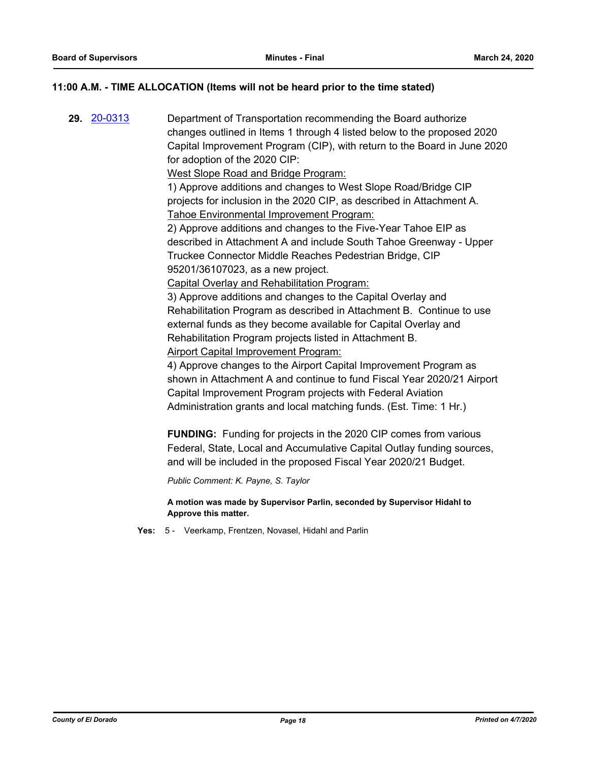**11:00 A.M. - TIME ALLOCATION (Items will not be heard prior to the time stated)**

**29.** [20-0313](20-0313) Department of Transportation recommending the Board authorize changes outlined in Items 1 through 4 listed below to the proposed 2020 Capital Improvement Program (CIP), with return to the Board in June 2020 for adoption of the 2020 CIP:

West Slope Road and Bridge Program:

1) Approve additions and changes to West Slope Road/Bridge CIP projects for inclusion in the 2020 CIP, as described in Attachment A.

Tahoe Environmental Improvement Program:

2) Approve additions and changes to the Five-Year Tahoe EIP as described in Attachment A and include South Tahoe Greenway - Upper Truckee Connector Middle Reaches Pedestrian Bridge, CIP 95201/36107023, as a new project.

Capital Overlay and Rehabilitation Program:

3) Approve additions and changes to the Capital Overlay and Rehabilitation Program as described in Attachment B. Continue to use external funds as they become available for Capital Overlay and Rehabilitation Program projects listed in Attachment B.

Airport Capital Improvement Program:

4) Approve changes to the Airport Capital Improvement Program as shown in Attachment A and continue to fund Fiscal Year 2020/21 Airport Capital Improvement Program projects with Federal Aviation Administration grants and local matching funds. (Est. Time: 1 Hr.)

**FUNDING:** Funding for projects in the 2020 CIP comes from various Federal, State, Local and Accumulative Capital Outlay funding sources, and will be included in the proposed Fiscal Year 2020/21 Budget.

*Public Comment: K. Payne, S. Taylor*

**A motion was made by Supervisor Parlin, seconded by Supervisor Hidahl to Approve this matter.**

**Yes:** 5 - Veerkamp, Frentzen, Novasel, Hidahl and Parlin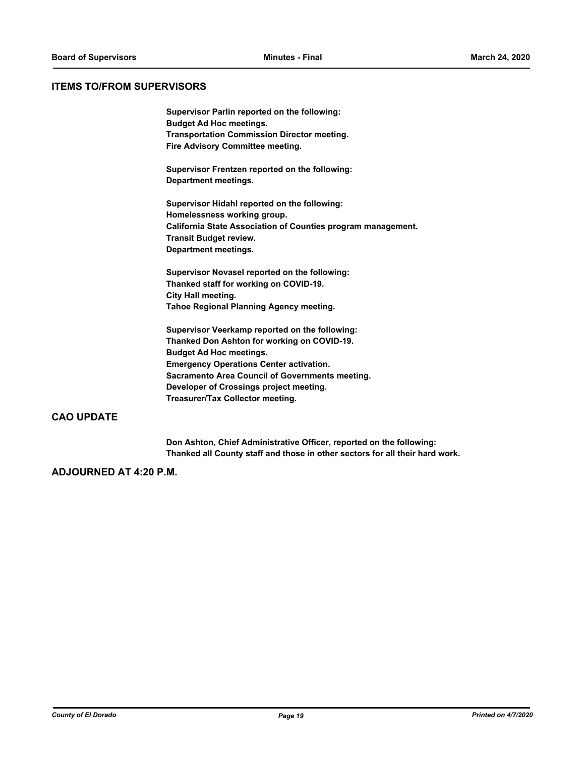## ITEMS TO/FROM SUPERVISORS

**Supervisor Parlin reported on the following:**
**Budget Ad Hoc meetings.**
**Transportation Commission Director meeting.**
**Fire Advisory Committee meeting.**

**Supervisor Frentzen reported on the following:**
**Department meetings.**

**Supervisor Hidahl reported on the following:**
**Homelessness working group.**
**California State Association of Counties program management.**
**Transit Budget review.**
**Department meetings.**

**Supervisor Novasel reported on the following:**
**Thanked staff for working on COVID-19.**
**City Hall meeting.**
**Tahoe Regional Planning Agency meeting.**

**Supervisor Veerkamp reported on the following:**
**Thanked Don Ashton for working on COVID-19.**
**Budget Ad Hoc meetings.**
**Emergency Operations Center activation.**
**Sacramento Area Council of Governments meeting.**
**Developer of Crossings project meeting.**
**Treasurer/Tax Collector meeting.**

## CAO UPDATE

**Don Ashton, Chief Administrative Officer, reported on the following:**
**Thanked all County staff and those in other sectors for all their hard work.**

## ADJOURNED AT 4:20 P.M.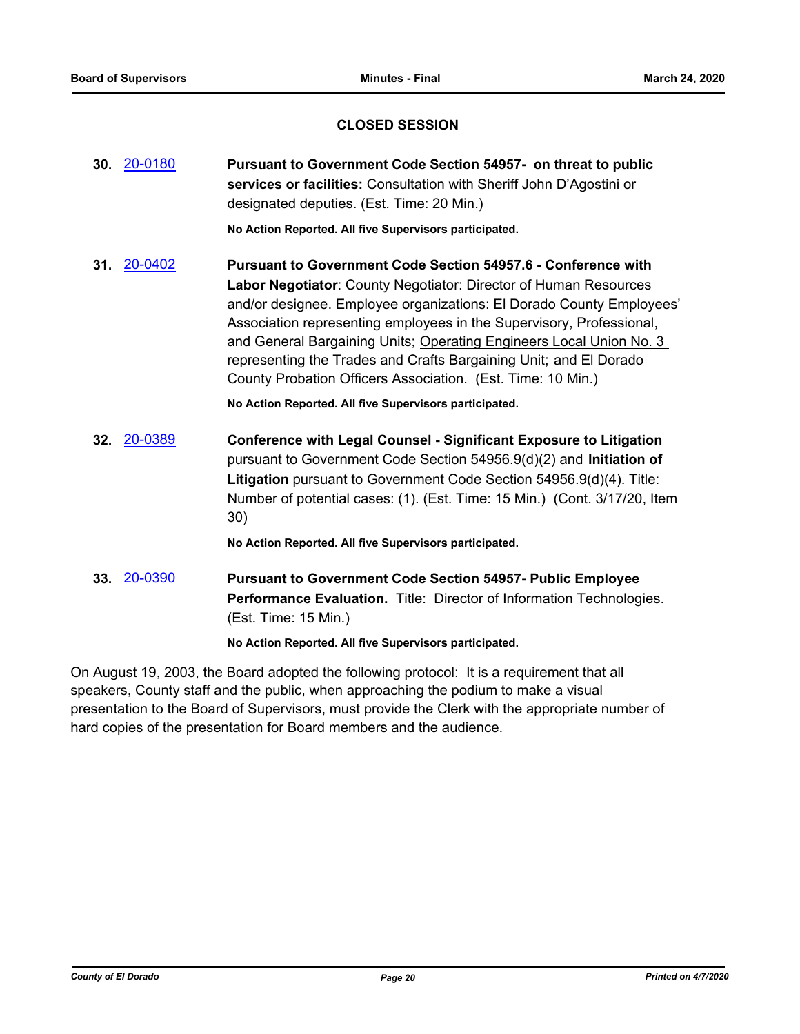## CLOSED SESSION

**30.** [20-0180](20-0180) **Pursuant to Government Code Section 54957- on threat to public services or facilities:** Consultation with Sheriff John D'Agostini or designated deputies. (Est. Time: 20 Min.)

**No Action Reported. All five Supervisors participated.**

**31.** [20-0402](20-0402) **Pursuant to Government Code Section 54957.6 - Conference with Labor Negotiator**: County Negotiator: Director of Human Resources and/or designee. Employee organizations: El Dorado County Employees' Association representing employees in the Supervisory, Professional, and General Bargaining Units; Operating Engineers Local Union No. 3 representing the Trades and Crafts Bargaining Unit; and El Dorado County Probation Officers Association. (Est. Time: 10 Min.)

**No Action Reported. All five Supervisors participated.**

**32.** [20-0389](20-0389) **Conference with Legal Counsel - Significant Exposure to Litigation** pursuant to Government Code Section 54956.9(d)(2) and **Initiation of Litigation** pursuant to Government Code Section 54956.9(d)(4). Title: Number of potential cases: (1). (Est. Time: 15 Min.) (Cont. 3/17/20, Item 30)

**No Action Reported. All five Supervisors participated.**

**33.** [20-0390](20-0390) **Pursuant to Government Code Section 54957- Public Employee Performance Evaluation.** Title: Director of Information Technologies. (Est. Time: 15 Min.)

**No Action Reported. All five Supervisors participated.**

On August 19, 2003, the Board adopted the following protocol: It is a requirement that all speakers, County staff and the public, when approaching the podium to make a visual presentation to the Board of Supervisors, must provide the Clerk with the appropriate number of hard copies of the presentation for Board members and the audience.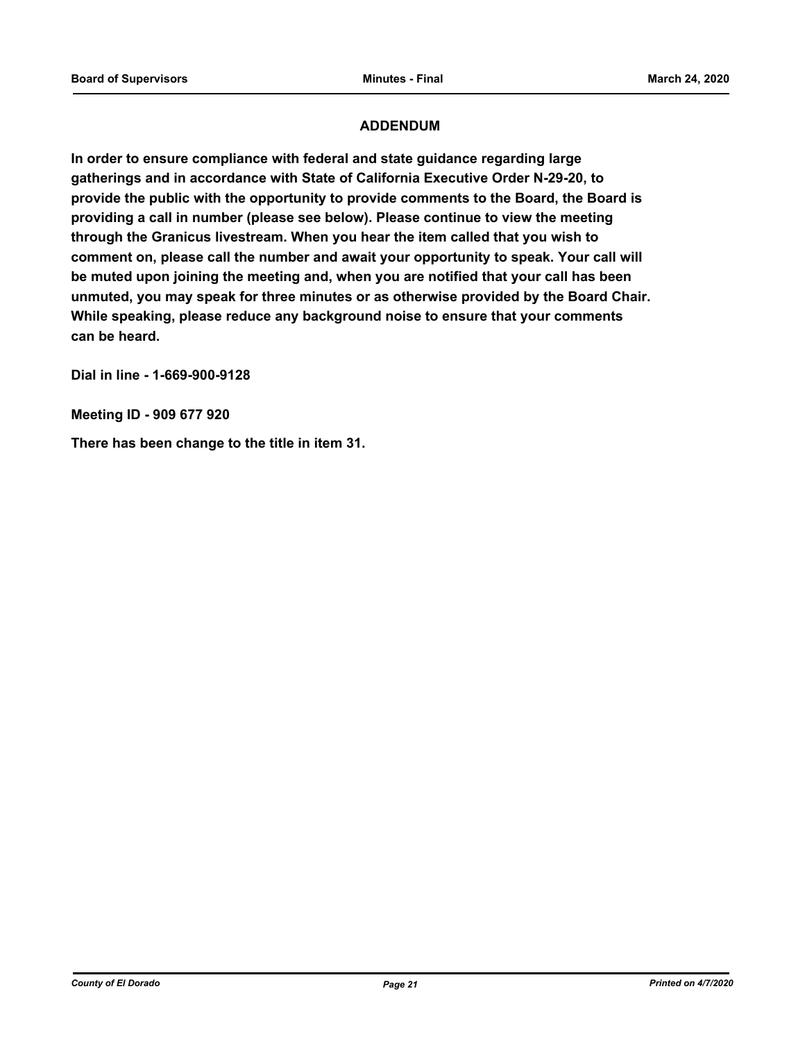## ADDENDUM

**In order to ensure compliance with federal and state guidance regarding large gatherings and in accordance with State of California Executive Order N-29-20, to provide the public with the opportunity to provide comments to the Board, the Board is providing a call in number (please see below). Please continue to view the meeting through the Granicus livestream. When you hear the item called that you wish to comment on, please call the number and await your opportunity to speak. Your call will be muted upon joining the meeting and, when you are notified that your call has been unmuted, you may speak for three minutes or as otherwise provided by the Board Chair. While speaking, please reduce any background noise to ensure that your comments can be heard.**

**Dial in line - 1-669-900-9128**

**Meeting ID - 909 677 920**

**There has been change to the title in item 31.**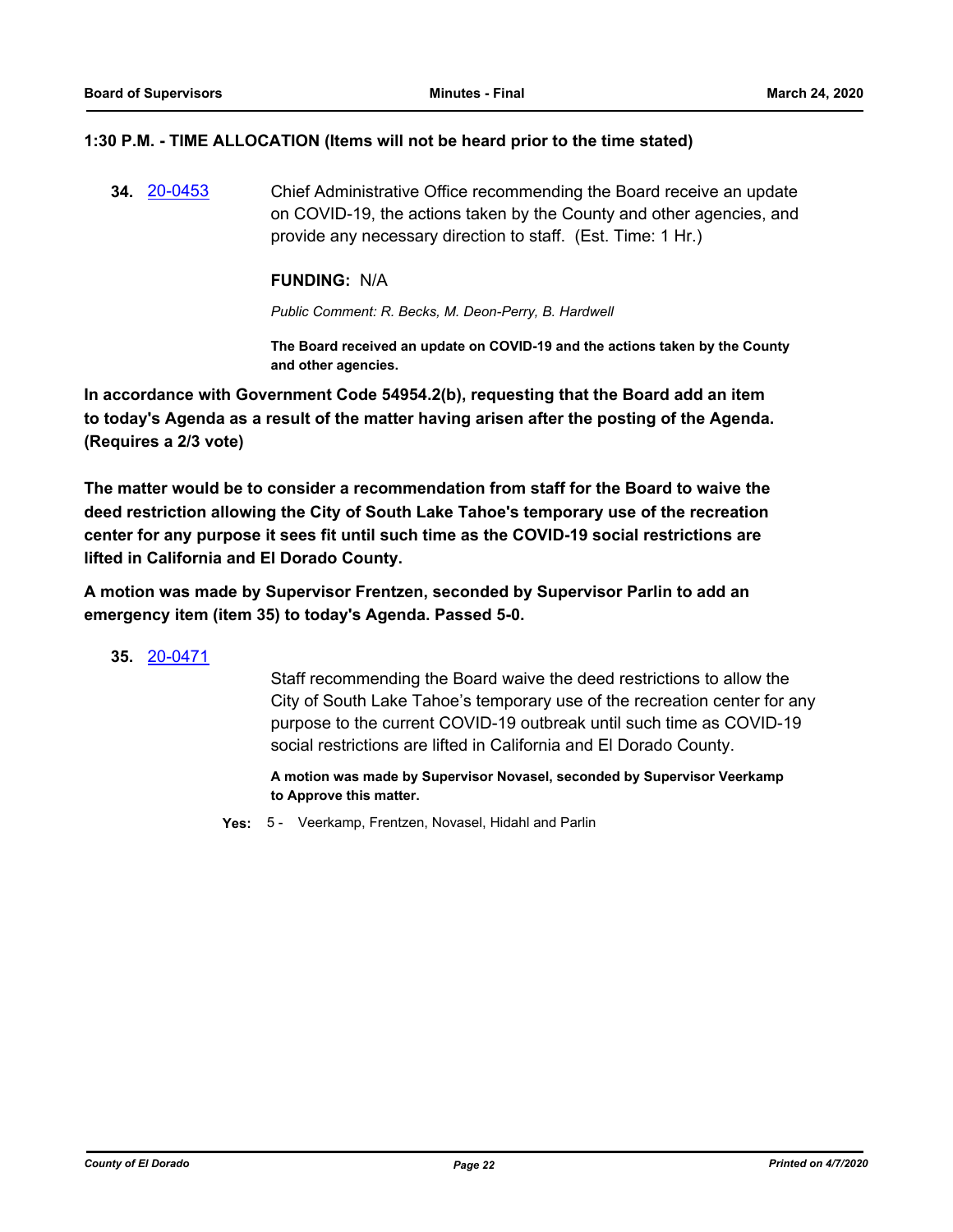**1:30 P.M. - TIME ALLOCATION (Items will not be heard prior to the time stated)**

**34.** [20-0453](20-0453) Chief Administrative Office recommending the Board receive an update on COVID-19, the actions taken by the County and other agencies, and provide any necessary direction to staff. (Est. Time: 1 Hr.)

**FUNDING:** N/A

*Public Comment: R. Becks, M. Deon-Perry, B. Hardwell*

**The Board received an update on COVID-19 and the actions taken by the County and other agencies.**

**In accordance with Government Code 54954.2(b), requesting that the Board add an item to today's Agenda as a result of the matter having arisen after the posting of the Agenda. (Requires a 2/3 vote)**

**The matter would be to consider a recommendation from staff for the Board to waive the deed restriction allowing the City of South Lake Tahoe's temporary use of the recreation center for any purpose it sees fit until such time as the COVID-19 social restrictions are lifted in California and El Dorado County.**

**A motion was made by Supervisor Frentzen, seconded by Supervisor Parlin to add an emergency item (item 35) to today's Agenda. Passed 5-0.**

**35.** [20-0471](20-0471)

Staff recommending the Board waive the deed restrictions to allow the City of South Lake Tahoe's temporary use of the recreation center for any purpose to the current COVID-19 outbreak until such time as COVID-19 social restrictions are lifted in California and El Dorado County.

**A motion was made by Supervisor Novasel, seconded by Supervisor Veerkamp to Approve this matter.**

**Yes:** 5 - Veerkamp, Frentzen, Novasel, Hidahl and Parlin